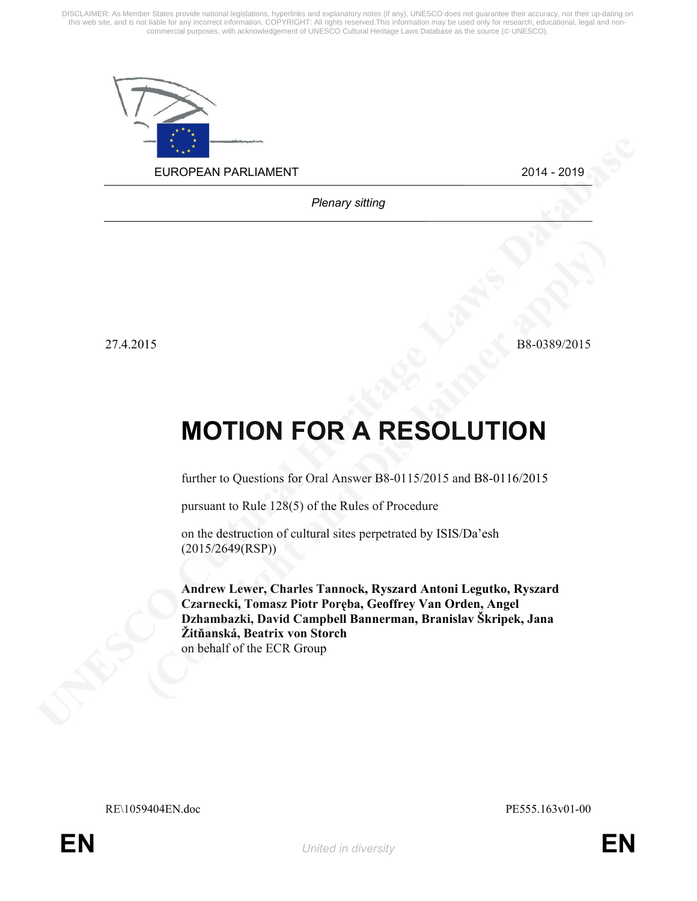DISCLAIMER: As Member States provide national legislations, hyperlinks and explanatory notes (if any), UNESCO does not guarantee their accuracy, nor their up-dating on this web site, and is not liable for any incorrect information. COPYRIGHT: All rights reserved.This information may be used only for research, educational, legal and non-commercial purposes, with acknowledgement of UNESCO Cultural Heritage Laws Database as the source (© UNESCO).

EUROPEAN PARLIAMENT 2014 - 2019

*Plenary sitting*

27.4.2015 B8-0389/2015

# MOTION FOR A RESOLUTION

further to Questions for Oral Answer B8-0115/2015 and B8-0116/2015

pursuant to Rule 128(5) of the Rules of Procedure

on the destruction of cultural sites perpetrated by ISIS/Da'esh (2015/2649(RSP))

**Andrew Lewer, Charles Tannock, Ryszard Antoni Legutko, Ryszard Czarnecki, Tomasz Piotr Poręba, Geoffrey Van Orden, Angel Dzhambazki, David Campbell Bannerman, Branislav Škripek, Jana Žitňanská, Beatrix von Storch**
on behalf of the ECR Group

RE\1059404EN.doc PE555.163v01-00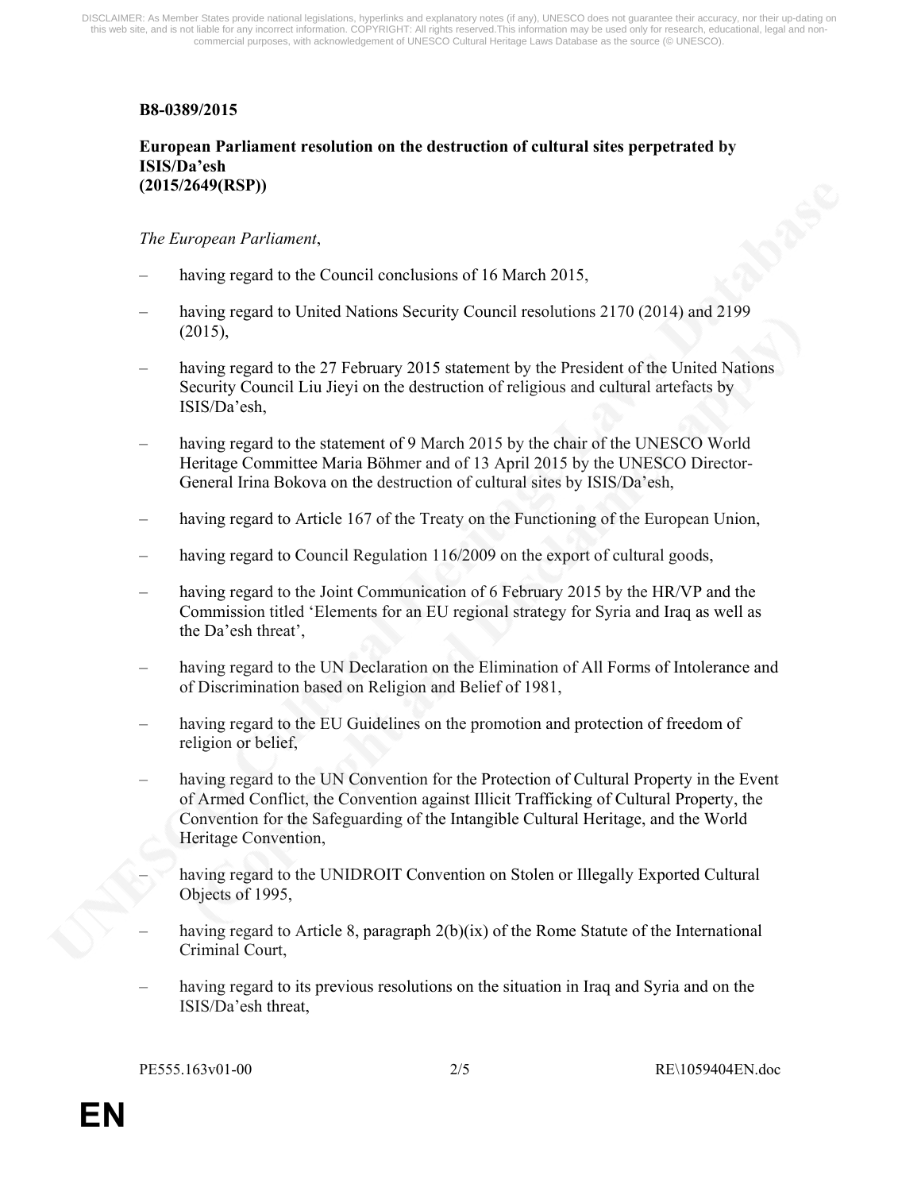**B8-0389/2015**

**European Parliament resolution on the destruction of cultural sites perpetrated by ISIS/Da'esh (2015/2649(RSP))**

*The European Parliament*,

– having regard to the Council conclusions of 16 March 2015,

– having regard to United Nations Security Council resolutions 2170 (2014) and 2199 (2015),

– having regard to the 27 February 2015 statement by the President of the United Nations Security Council Liu Jieyi on the destruction of religious and cultural artefacts by ISIS/Da'esh,

– having regard to the statement of 9 March 2015 by the chair of the UNESCO World Heritage Committee Maria Böhmer and of 13 April 2015 by the UNESCO Director-General Irina Bokova on the destruction of cultural sites by ISIS/Da'esh,

– having regard to Article 167 of the Treaty on the Functioning of the European Union,

– having regard to Council Regulation 116/2009 on the export of cultural goods,

– having regard to the Joint Communication of 6 February 2015 by the HR/VP and the Commission titled 'Elements for an EU regional strategy for Syria and Iraq as well as the Da'esh threat',

– having regard to the UN Declaration on the Elimination of All Forms of Intolerance and of Discrimination based on Religion and Belief of 1981,

– having regard to the EU Guidelines on the promotion and protection of freedom of religion or belief,

– having regard to the UN Convention for the Protection of Cultural Property in the Event of Armed Conflict, the Convention against Illicit Trafficking of Cultural Property, the Convention for the Safeguarding of the Intangible Cultural Heritage, and the World Heritage Convention,

– having regard to the UNIDROIT Convention on Stolen or Illegally Exported Cultural Objects of 1995,

– having regard to Article 8, paragraph 2(b)(ix) of the Rome Statute of the International Criminal Court,

– having regard to its previous resolutions on the situation in Iraq and Syria and on the ISIS/Da'esh threat,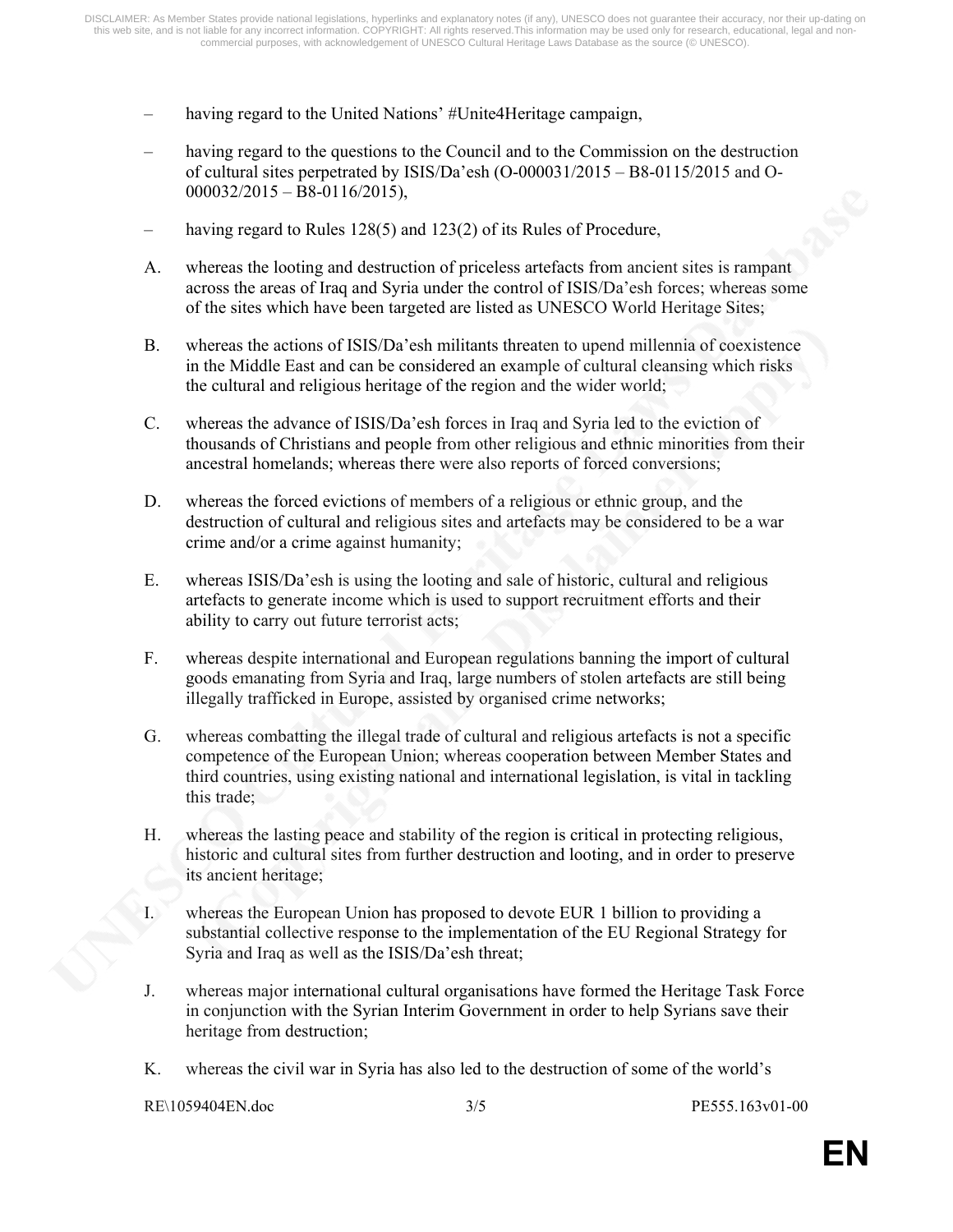– having regard to the United Nations' #Unite4Heritage campaign,

– having regard to the questions to the Council and to the Commission on the destruction of cultural sites perpetrated by ISIS/Da'esh (O-000031/2015 – B8-0115/2015 and O-000032/2015 – B8-0116/2015),

– having regard to Rules 128(5) and 123(2) of its Rules of Procedure,

A. whereas the looting and destruction of priceless artefacts from ancient sites is rampant across the areas of Iraq and Syria under the control of ISIS/Da'esh forces; whereas some of the sites which have been targeted are listed as UNESCO World Heritage Sites;

B. whereas the actions of ISIS/Da'esh militants threaten to upend millennia of coexistence in the Middle East and can be considered an example of cultural cleansing which risks the cultural and religious heritage of the region and the wider world;

C. whereas the advance of ISIS/Da'esh forces in Iraq and Syria led to the eviction of thousands of Christians and people from other religious and ethnic minorities from their ancestral homelands; whereas there were also reports of forced conversions;

D. whereas the forced evictions of members of a religious or ethnic group, and the destruction of cultural and religious sites and artefacts may be considered to be a war crime and/or a crime against humanity;

E. whereas ISIS/Da'esh is using the looting and sale of historic, cultural and religious artefacts to generate income which is used to support recruitment efforts and their ability to carry out future terrorist acts;

F. whereas despite international and European regulations banning the import of cultural goods emanating from Syria and Iraq, large numbers of stolen artefacts are still being illegally trafficked in Europe, assisted by organised crime networks;

G. whereas combatting the illegal trade of cultural and religious artefacts is not a specific competence of the European Union; whereas cooperation between Member States and third countries, using existing national and international legislation, is vital in tackling this trade;

H. whereas the lasting peace and stability of the region is critical in protecting religious, historic and cultural sites from further destruction and looting, and in order to preserve its ancient heritage;

I. whereas the European Union has proposed to devote EUR 1 billion to providing a substantial collective response to the implementation of the EU Regional Strategy for Syria and Iraq as well as the ISIS/Da'esh threat;

J. whereas major international cultural organisations have formed the Heritage Task Force in conjunction with the Syrian Interim Government in order to help Syrians save their heritage from destruction;

K. whereas the civil war in Syria has also led to the destruction of some of the world's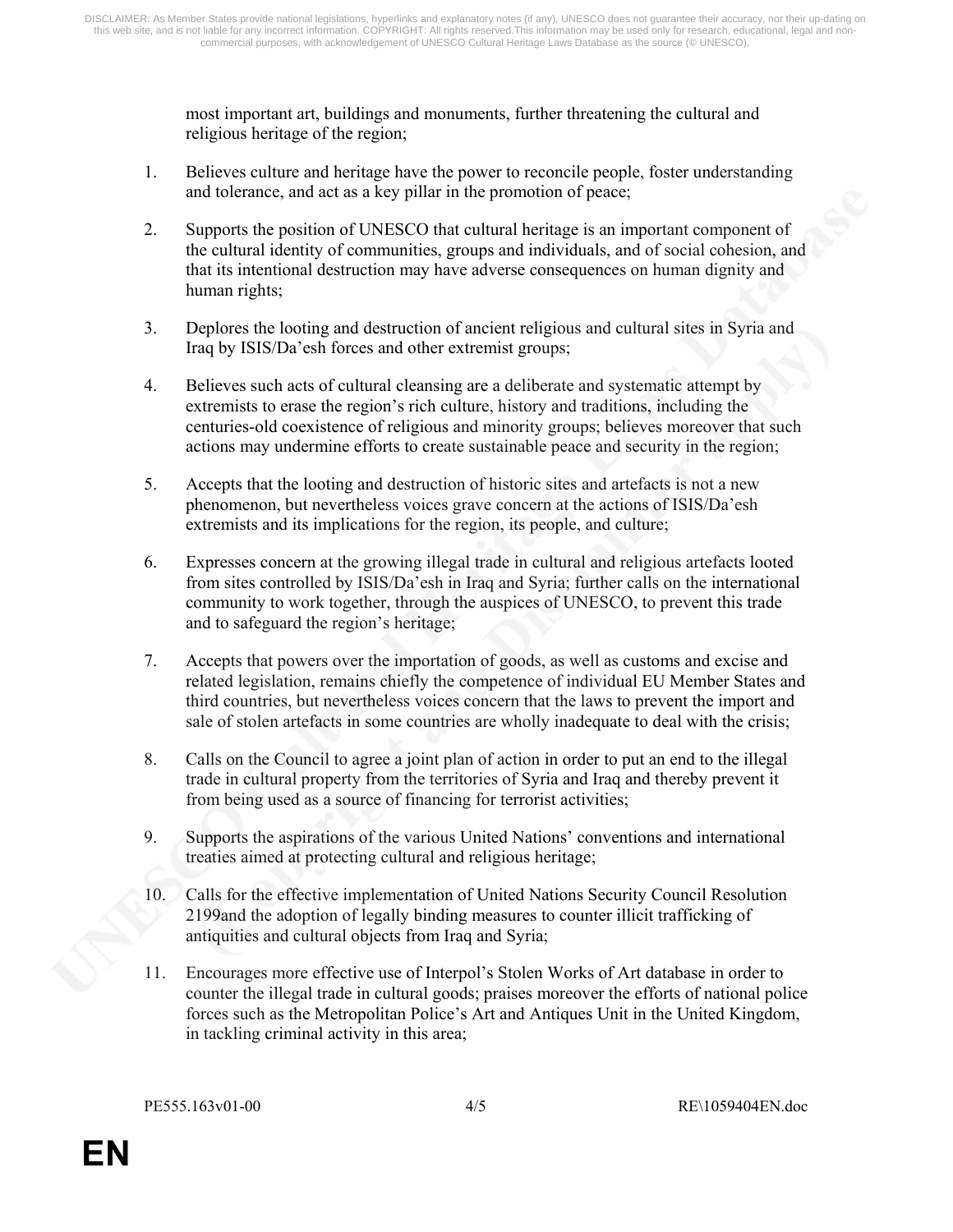most important art, buildings and monuments, further threatening the cultural and religious heritage of the region;

1. Believes culture and heritage have the power to reconcile people, foster understanding and tolerance, and act as a key pillar in the promotion of peace;

2. Supports the position of UNESCO that cultural heritage is an important component of the cultural identity of communities, groups and individuals, and of social cohesion, and that its intentional destruction may have adverse consequences on human dignity and human rights;

3. Deplores the looting and destruction of ancient religious and cultural sites in Syria and Iraq by ISIS/Da'esh forces and other extremist groups;

4. Believes such acts of cultural cleansing are a deliberate and systematic attempt by extremists to erase the region's rich culture, history and traditions, including the centuries-old coexistence of religious and minority groups; believes moreover that such actions may undermine efforts to create sustainable peace and security in the region;

5. Accepts that the looting and destruction of historic sites and artefacts is not a new phenomenon, but nevertheless voices grave concern at the actions of ISIS/Da'esh extremists and its implications for the region, its people, and culture;

6. Expresses concern at the growing illegal trade in cultural and religious artefacts looted from sites controlled by ISIS/Da'esh in Iraq and Syria; further calls on the international community to work together, through the auspices of UNESCO, to prevent this trade and to safeguard the region's heritage;

7. Accepts that powers over the importation of goods, as well as customs and excise and related legislation, remains chiefly the competence of individual EU Member States and third countries, but nevertheless voices concern that the laws to prevent the import and sale of stolen artefacts in some countries are wholly inadequate to deal with the crisis;

8. Calls on the Council to agree a joint plan of action in order to put an end to the illegal trade in cultural property from the territories of Syria and Iraq and thereby prevent it from being used as a source of financing for terrorist activities;

9. Supports the aspirations of the various United Nations' conventions and international treaties aimed at protecting cultural and religious heritage;

10. Calls for the effective implementation of United Nations Security Council Resolution 2199and the adoption of legally binding measures to counter illicit trafficking of antiquities and cultural objects from Iraq and Syria;

11. Encourages more effective use of Interpol's Stolen Works of Art database in order to counter the illegal trade in cultural goods; praises moreover the efforts of national police forces such as the Metropolitan Police's Art and Antiques Unit in the United Kingdom, in tackling criminal activity in this area;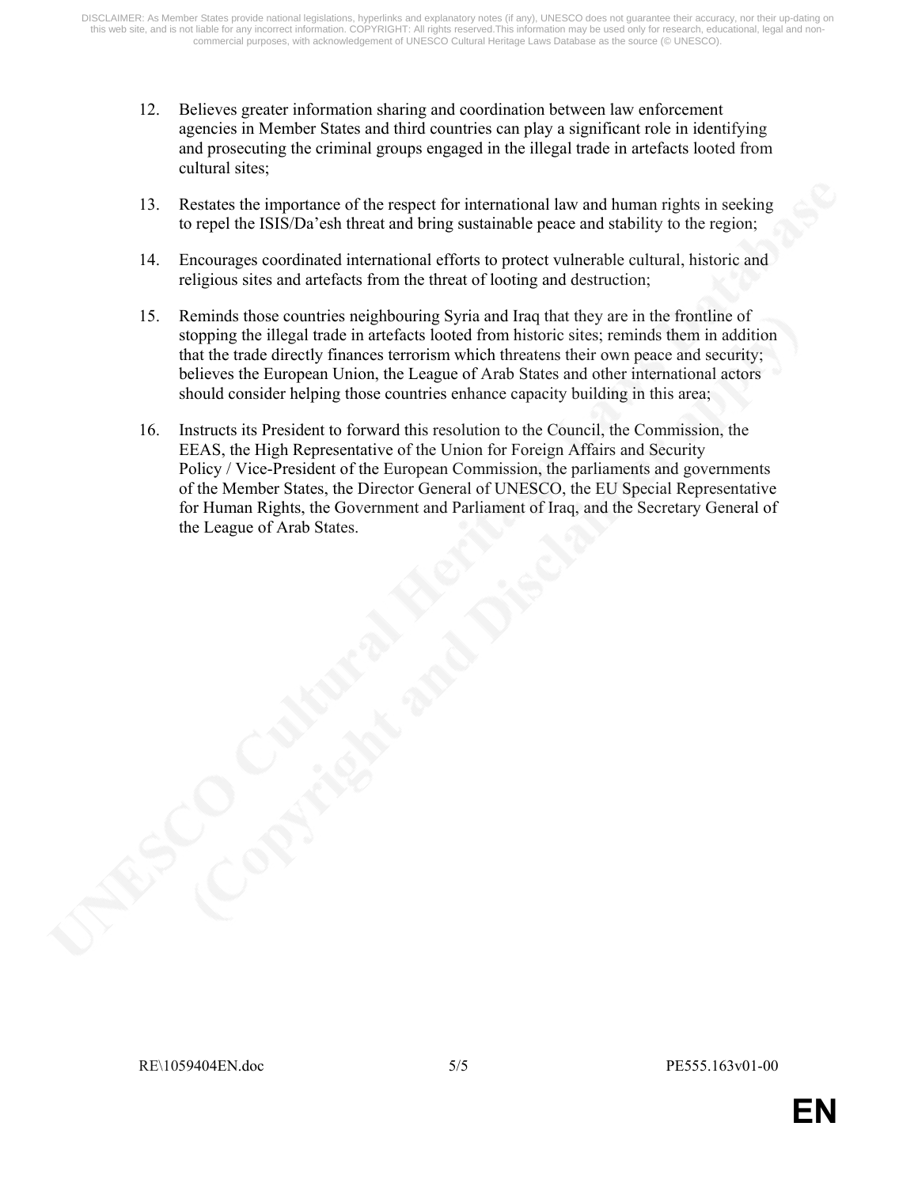12. Believes greater information sharing and coordination between law enforcement agencies in Member States and third countries can play a significant role in identifying and prosecuting the criminal groups engaged in the illegal trade in artefacts looted from cultural sites;

13. Restates the importance of the respect for international law and human rights in seeking to repel the ISIS/Da'esh threat and bring sustainable peace and stability to the region;

14. Encourages coordinated international efforts to protect vulnerable cultural, historic and religious sites and artefacts from the threat of looting and destruction;

15. Reminds those countries neighbouring Syria and Iraq that they are in the frontline of stopping the illegal trade in artefacts looted from historic sites; reminds them in addition that the trade directly finances terrorism which threatens their own peace and security; believes the European Union, the League of Arab States and other international actors should consider helping those countries enhance capacity building in this area;

16. Instructs its President to forward this resolution to the Council, the Commission, the EEAS, the High Representative of the Union for Foreign Affairs and Security Policy / Vice-President of the European Commission, the parliaments and governments of the Member States, the Director General of UNESCO, the EU Special Representative for Human Rights, the Government and Parliament of Iraq, and the Secretary General of the League of Arab States.